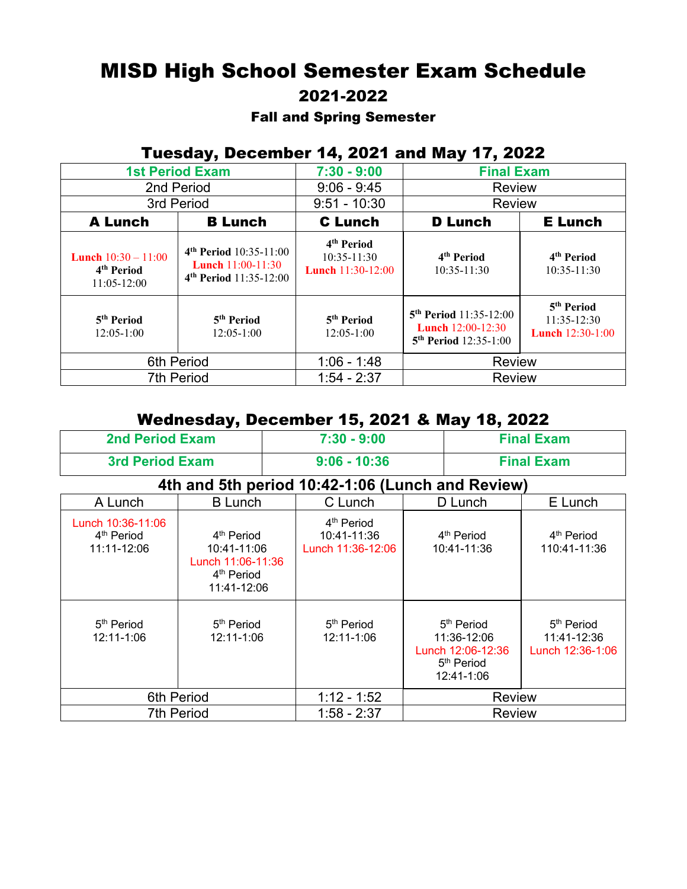# MISD High School Semester Exam Schedule

## 2021-2022

### Fall and Spring Semester

## Tuesday, December 14, 2021 and May 17, 2022

| 1st Period Exam | | 7:30 - 9:00 | Final Exam | |
|---|---|---|---|---|
| 2nd Period | | 9:06 - 9:45 | Review | |
| 3rd Period | | 9:51 - 10:30 | Review | |
| **A Lunch** | **B Lunch** | **C Lunch** | **D Lunch** | **E Lunch** |
| **Lunch** 10:30 – 11:00<br>**4th Period** 11:05-12:00 | **4th Period** 10:35-11:00<br>**Lunch** 11:00-11:30<br>**4th Period** 11:35-12:00 | **4th Period** 10:35-11:30<br>**Lunch** 11:30-12:00 | **4th Period** 10:35-11:30 | **4th Period** 10:35-11:30 |
| **5th Period** 12:05-1:00 | **5th Period** 12:05-1:00 | **5th Period** 12:05-1:00 | **5th Period** 11:35-12:00<br>**Lunch** 12:00-12:30<br>**5th Period** 12:35-1:00 | **5th Period** 11:35-12:30<br>**Lunch** 12:30-1:00 |
| 6th Period | | 1:06 - 1:48 | Review | |
| 7th Period | | 1:54 - 2:37 | Review | |

## Wednesday, December 15, 2021 & May 18, 2022

| 2nd Period Exam | 7:30 - 9:00 | Final Exam |
|---|---|---|
| 3rd Period Exam | 9:06 - 10:36 | Final Exam |

**4th and 5th period 10:42-1:06 (Lunch and Review)**

| A Lunch | B Lunch | C Lunch | D Lunch | E Lunch |
|---|---|---|---|---|
| Lunch 10:36-11:06<br>4th Period 11:11-12:06 | 4th Period 10:41-11:06<br>Lunch 11:06-11:36<br>4th Period 11:41-12:06 | 4th Period 10:41-11:36<br>Lunch 11:36-12:06 | 4th Period 10:41-11:36 | 4th Period 110:41-11:36 |
| 5th Period 12:11-1:06 | 5th Period 12:11-1:06 | 5th Period 12:11-1:06 | 5th Period 11:36-12:06<br>Lunch 12:06-12:36<br>5th Period 12:41-1:06 | 5th Period 11:41-12:36<br>Lunch 12:36-1:06 |
| 6th Period | | 1:12 - 1:52 | Review | |
| 7th Period | | 1:58 - 2:37 | Review | |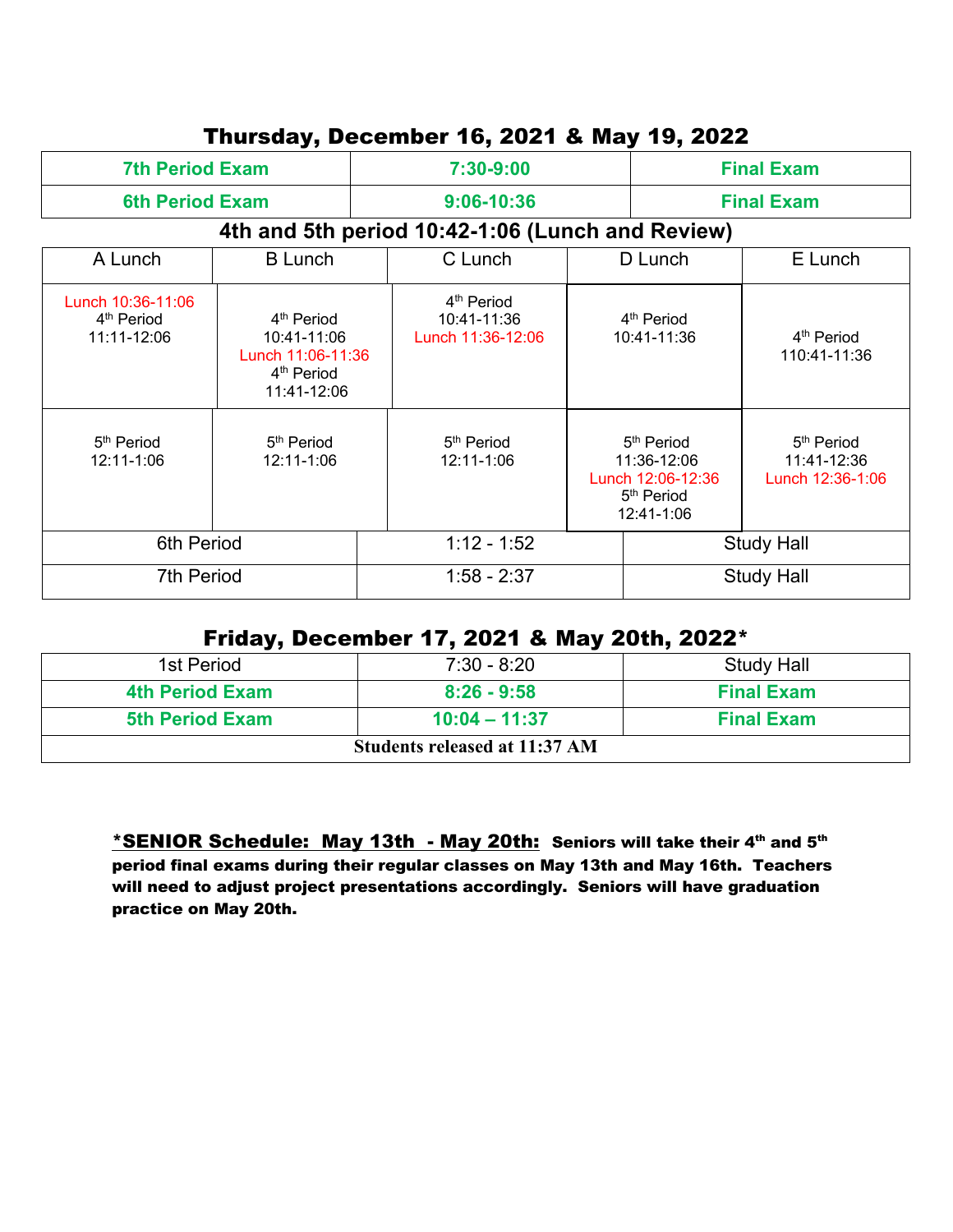## Thursday, December 16, 2021 & May 19, 2022

| | | |
|---|---|---|
| **7th Period Exam** | **7:30-9:00** | **Final Exam** |
| **6th Period Exam** | **9:06-10:36** | **Final Exam** |

### 4th and 5th period 10:42-1:06 (Lunch and Review)

| A Lunch | B Lunch | C Lunch | D Lunch | E Lunch |
|---|---|---|---|---|
| Lunch 10:36-11:06<br>4th Period<br>11:11-12:06 | 4th Period<br>10:41-11:06<br>Lunch 11:06-11:36<br>4th Period<br>11:41-12:06 | 4th Period<br>10:41-11:36<br>Lunch 11:36-12:06 | 4th Period<br>10:41-11:36 | 4th Period<br>110:41-11:36 |
| 5th Period<br>12:11-1:06 | 5th Period<br>12:11-1:06 | 5th Period<br>12:11-1:06 | 5th Period<br>11:36-12:06<br>Lunch 12:06-12:36<br>5th Period<br>12:41-1:06 | 5th Period<br>11:41-12:36<br>Lunch 12:36-1:06 |

| | | |
|---|---|---|
| 6th Period | 1:12 - 1:52 | Study Hall |
| 7th Period | 1:58 - 2:37 | Study Hall |

## Friday, December 17, 2021 & May 20th, 2022*

| | | |
|---|---|---|
| 1st Period | 7:30 - 8:20 | Study Hall |
| **4th Period Exam** | **8:26 - 9:58** | **Final Exam** |
| **5th Period Exam** | **10:04 – 11:37** | **Final Exam** |
| **Students released at 11:37 AM** | | |

**<u>*SENIOR Schedule: May 13th - May 20th:</u> Seniors will take their 4th and 5th period final exams during their regular classes on May 13th and May 16th. Teachers will need to adjust project presentations accordingly. Seniors will have graduation practice on May 20th.**